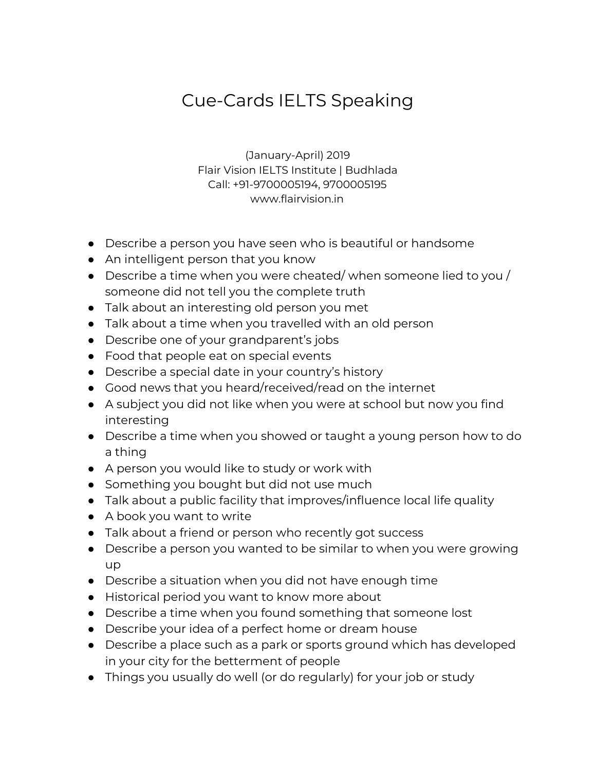# Cue-Cards IELTS Speaking

(January-April) 2019
Flair Vision IELTS Institute | Budhlada
Call: +91-9700005194, 9700005195
www.flairvision.in

- Describe a person you have seen who is beautiful or handsome
- An intelligent person that you know
- Describe a time when you were cheated/ when someone lied to you / someone did not tell you the complete truth
- Talk about an interesting old person you met
- Talk about a time when you travelled with an old person
- Describe one of your grandparent's jobs
- Food that people eat on special events
- Describe a special date in your country's history
- Good news that you heard/received/read on the internet
- A subject you did not like when you were at school but now you find interesting
- Describe a time when you showed or taught a young person how to do a thing
- A person you would like to study or work with
- Something you bought but did not use much
- Talk about a public facility that improves/influence local life quality
- A book you want to write
- Talk about a friend or person who recently got success
- Describe a person you wanted to be similar to when you were growing up
- Describe a situation when you did not have enough time
- Historical period you want to know more about
- Describe a time when you found something that someone lost
- Describe your idea of a perfect home or dream house
- Describe a place such as a park or sports ground which has developed in your city for the betterment of people
- Things you usually do well (or do regularly) for your job or study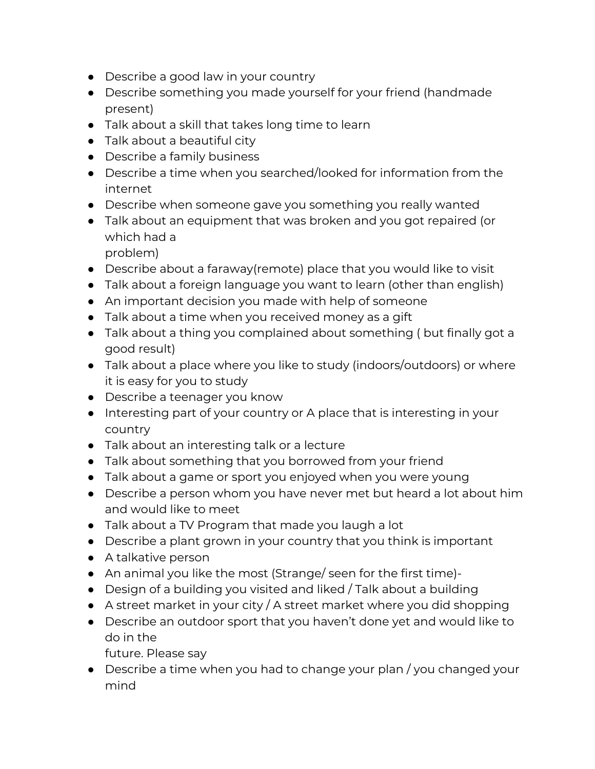- Describe a good law in your country
- Describe something you made yourself for your friend (handmade present)
- Talk about a skill that takes long time to learn
- Talk about a beautiful city
- Describe a family business
- Describe a time when you searched/looked for information from the internet
- Describe when someone gave you something you really wanted
- Talk about an equipment that was broken and you got repaired (or which had a problem)
- Describe about a faraway(remote) place that you would like to visit
- Talk about a foreign language you want to learn (other than english)
- An important decision you made with help of someone
- Talk about a time when you received money as a gift
- Talk about a thing you complained about something ( but finally got a good result)
- Talk about a place where you like to study (indoors/outdoors) or where it is easy for you to study
- Describe a teenager you know
- Interesting part of your country or A place that is interesting in your country
- Talk about an interesting talk or a lecture
- Talk about something that you borrowed from your friend
- Talk about a game or sport you enjoyed when you were young
- Describe a person whom you have never met but heard a lot about him and would like to meet
- Talk about a TV Program that made you laugh a lot
- Describe a plant grown in your country that you think is important
- A talkative person
- An animal you like the most (Strange/ seen for the first time)-
- Design of a building you visited and liked / Talk about a building
- A street market in your city / A street market where you did shopping
- Describe an outdoor sport that you haven't done yet and would like to do in the future. Please say
- Describe a time when you had to change your plan / you changed your mind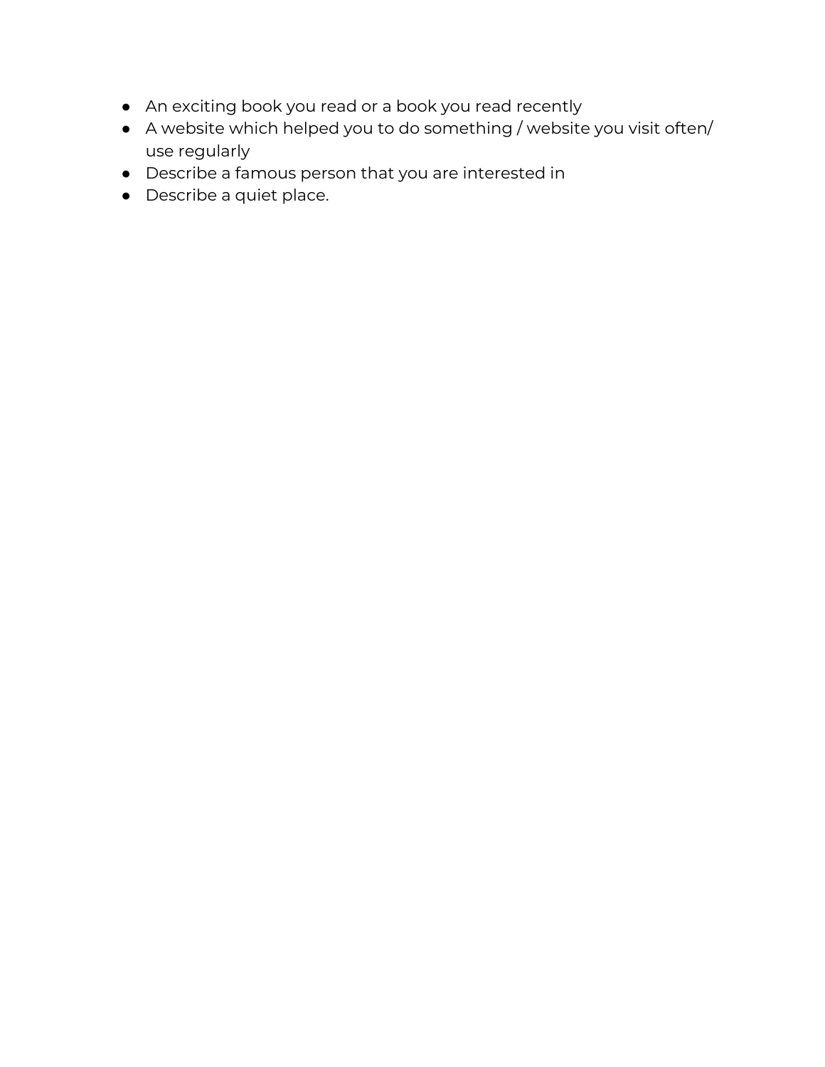- An exciting book you read or a book you read recently
- A website which helped you to do something / website you visit often/ use regularly
- Describe a famous person that you are interested in
- Describe a quiet place.